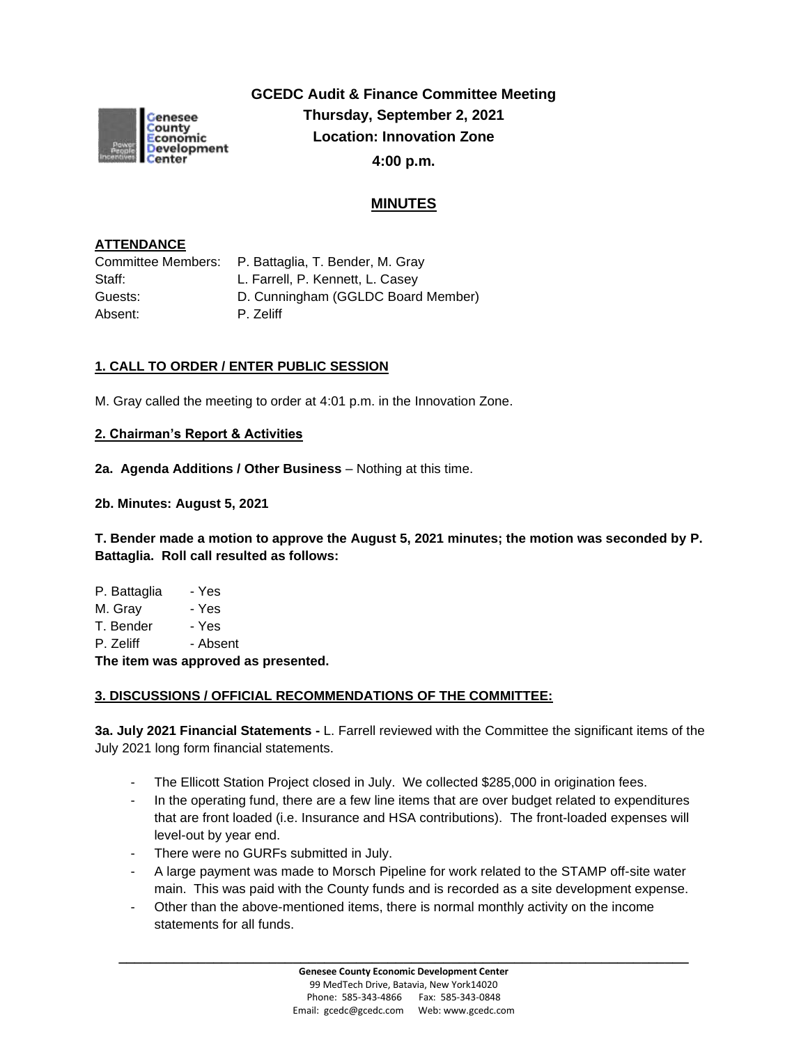# GCEDC Audit & Finance Committee Meeting

**Thursday, September 2, 2021**

**Location: Innovation Zone**

**4:00 p.m.**

## MINUTES

**ATTENDANCE**

| | |
|---|---|
| Committee Members: | P. Battaglia, T. Bender, M. Gray |
| Staff: | L. Farrell, P. Kennett, L. Casey |
| Guests: | D. Cunningham (GGLDC Board Member) |
| Absent: | P. Zeliff |

**1. CALL TO ORDER / ENTER PUBLIC SESSION**

M. Gray called the meeting to order at 4:01 p.m. in the Innovation Zone.

**2. Chairman's Report & Activities**

**2a. Agenda Additions / Other Business** – Nothing at this time.

**2b. Minutes: August 5, 2021**

**T. Bender made a motion to approve the August 5, 2021 minutes; the motion was seconded by P. Battaglia. Roll call resulted as follows:**

P. Battaglia - Yes
M. Gray - Yes
T. Bender - Yes
P. Zeliff - Absent

**The item was approved as presented.**

**3. DISCUSSIONS / OFFICIAL RECOMMENDATIONS OF THE COMMITTEE:**

**3a. July 2021 Financial Statements -** L. Farrell reviewed with the Committee the significant items of the July 2021 long form financial statements.

- The Ellicott Station Project closed in July. We collected $285,000 in origination fees.
- In the operating fund, there are a few line items that are over budget related to expenditures that are front loaded (i.e. Insurance and HSA contributions). The front-loaded expenses will level-out by year end.
- There were no GURFs submitted in July.
- A large payment was made to Morsch Pipeline for work related to the STAMP off-site water main. This was paid with the County funds and is recorded as a site development expense.
- Other than the above-mentioned items, there is normal monthly activity on the income statements for all funds.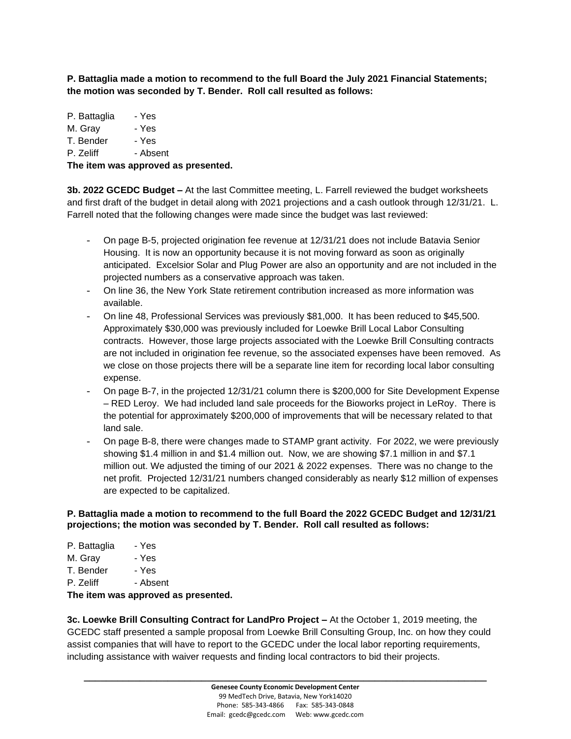**P. Battaglia made a motion to recommend to the full Board the July 2021 Financial Statements; the motion was seconded by T. Bender. Roll call resulted as follows:**

P. Battaglia - Yes
M. Gray - Yes
T. Bender - Yes
P. Zeliff - Absent

**The item was approved as presented.**

**3b. 2022 GCEDC Budget –** At the last Committee meeting, L. Farrell reviewed the budget worksheets and first draft of the budget in detail along with 2021 projections and a cash outlook through 12/31/21. L. Farrell noted that the following changes were made since the budget was last reviewed:

- On page B-5, projected origination fee revenue at 12/31/21 does not include Batavia Senior Housing. It is now an opportunity because it is not moving forward as soon as originally anticipated. Excelsior Solar and Plug Power are also an opportunity and are not included in the projected numbers as a conservative approach was taken.
- On line 36, the New York State retirement contribution increased as more information was available.
- On line 48, Professional Services was previously $81,000. It has been reduced to $45,500. Approximately $30,000 was previously included for Loewke Brill Local Labor Consulting contracts. However, those large projects associated with the Loewke Brill Consulting contracts are not included in origination fee revenue, so the associated expenses have been removed. As we close on those projects there will be a separate line item for recording local labor consulting expense.
- On page B-7, in the projected 12/31/21 column there is $200,000 for Site Development Expense – RED Leroy. We had included land sale proceeds for the Bioworks project in LeRoy. There is the potential for approximately $200,000 of improvements that will be necessary related to that land sale.
- On page B-8, there were changes made to STAMP grant activity. For 2022, we were previously showing $1.4 million in and $1.4 million out. Now, we are showing $7.1 million in and $7.1 million out. We adjusted the timing of our 2021 & 2022 expenses. There was no change to the net profit. Projected 12/31/21 numbers changed considerably as nearly $12 million of expenses are expected to be capitalized.

**P. Battaglia made a motion to recommend to the full Board the 2022 GCEDC Budget and 12/31/21 projections; the motion was seconded by T. Bender. Roll call resulted as follows:**

P. Battaglia - Yes
M. Gray - Yes
T. Bender - Yes
P. Zeliff - Absent

**The item was approved as presented.**

**3c. Loewke Brill Consulting Contract for LandPro Project –** At the October 1, 2019 meeting, the GCEDC staff presented a sample proposal from Loewke Brill Consulting Group, Inc. on how they could assist companies that will have to report to the GCEDC under the local labor reporting requirements, including assistance with waiver requests and finding local contractors to bid their projects.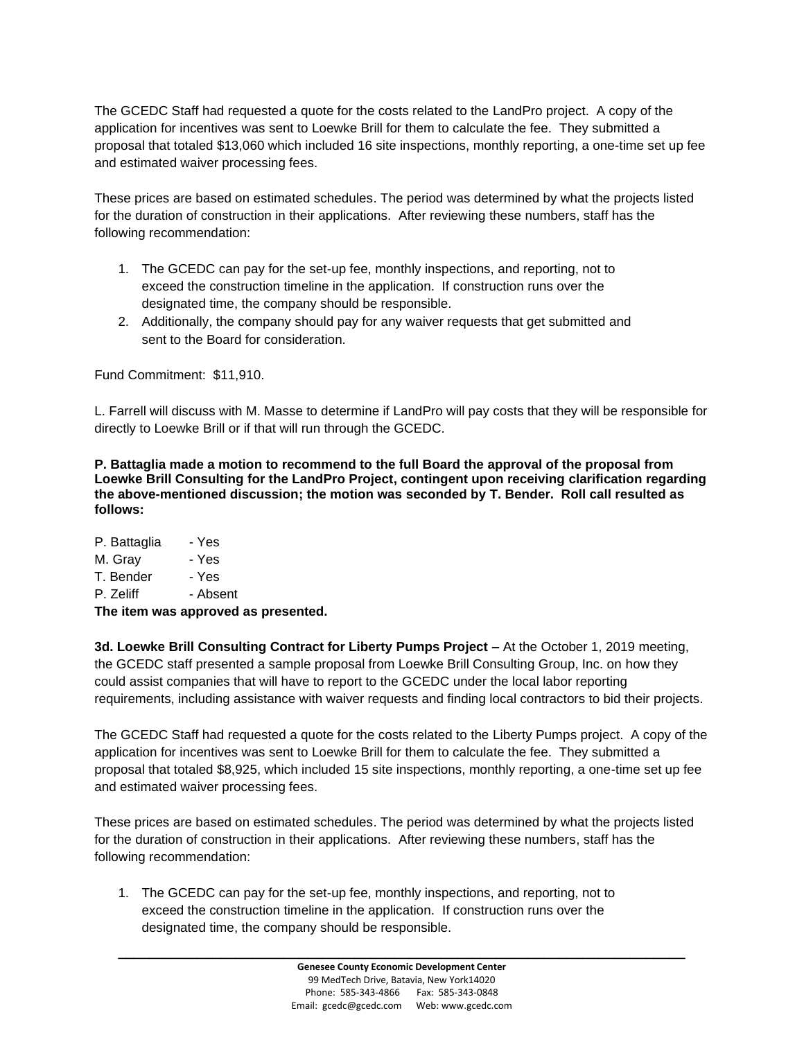The GCEDC Staff had requested a quote for the costs related to the LandPro project. A copy of the application for incentives was sent to Loewke Brill for them to calculate the fee. They submitted a proposal that totaled $13,060 which included 16 site inspections, monthly reporting, a one-time set up fee and estimated waiver processing fees.

These prices are based on estimated schedules. The period was determined by what the projects listed for the duration of construction in their applications. After reviewing these numbers, staff has the following recommendation:

1. The GCEDC can pay for the set-up fee, monthly inspections, and reporting, not to exceed the construction timeline in the application. If construction runs over the designated time, the company should be responsible.
2. Additionally, the company should pay for any waiver requests that get submitted and sent to the Board for consideration.

Fund Commitment: $11,910.

L. Farrell will discuss with M. Masse to determine if LandPro will pay costs that they will be responsible for directly to Loewke Brill or if that will run through the GCEDC.

**P. Battaglia made a motion to recommend to the full Board the approval of the proposal from Loewke Brill Consulting for the LandPro Project, contingent upon receiving clarification regarding the above-mentioned discussion; the motion was seconded by T. Bender. Roll call resulted as follows:**

P. Battaglia - Yes
M. Gray - Yes
T. Bender - Yes
P. Zeliff - Absent

**The item was approved as presented.**

**3d. Loewke Brill Consulting Contract for Liberty Pumps Project –** At the October 1, 2019 meeting, the GCEDC staff presented a sample proposal from Loewke Brill Consulting Group, Inc. on how they could assist companies that will have to report to the GCEDC under the local labor reporting requirements, including assistance with waiver requests and finding local contractors to bid their projects.

The GCEDC Staff had requested a quote for the costs related to the Liberty Pumps project. A copy of the application for incentives was sent to Loewke Brill for them to calculate the fee. They submitted a proposal that totaled $8,925, which included 15 site inspections, monthly reporting, a one-time set up fee and estimated waiver processing fees.

These prices are based on estimated schedules. The period was determined by what the projects listed for the duration of construction in their applications. After reviewing these numbers, staff has the following recommendation:

1. The GCEDC can pay for the set-up fee, monthly inspections, and reporting, not to exceed the construction timeline in the application. If construction runs over the designated time, the company should be responsible.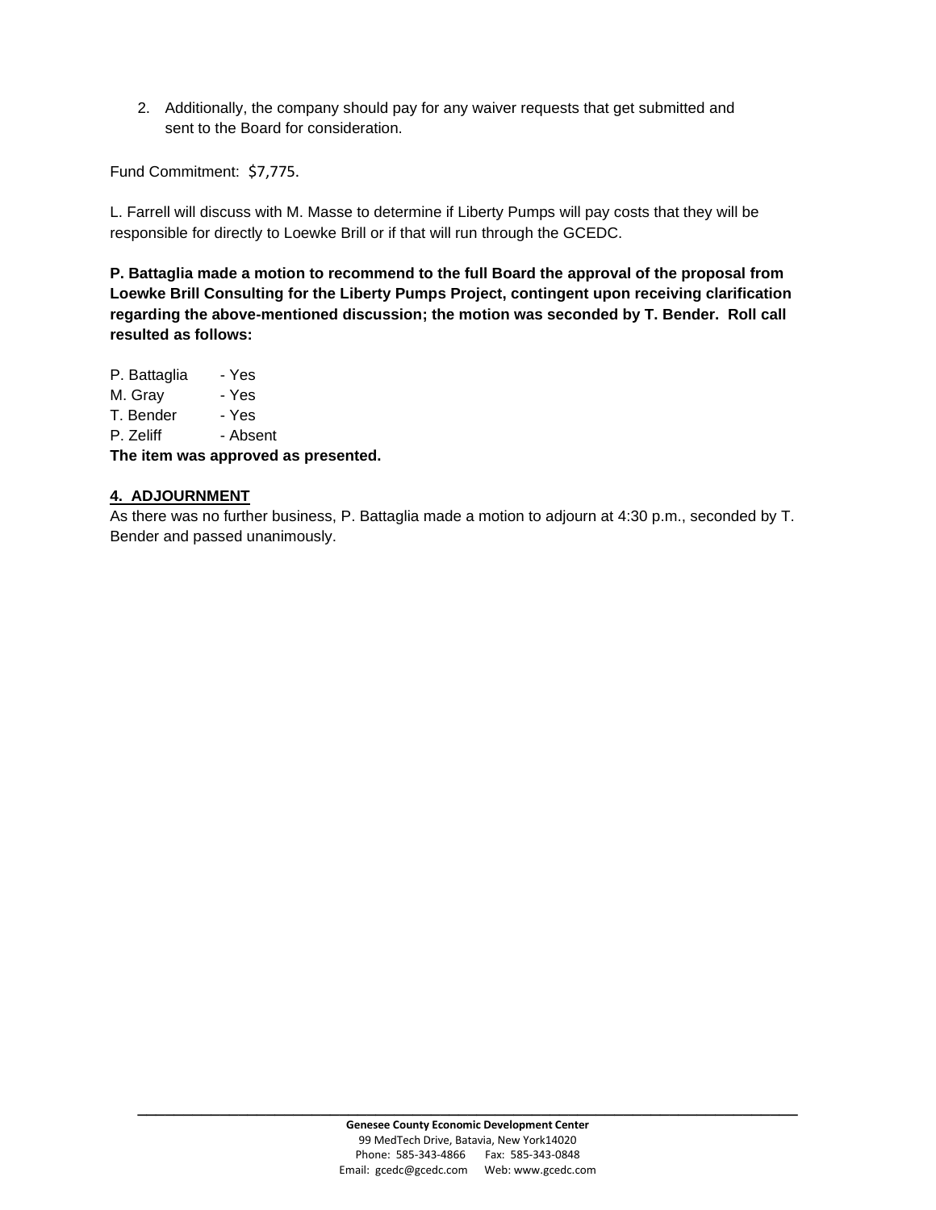2. Additionally, the company should pay for any waiver requests that get submitted and sent to the Board for consideration.

Fund Commitment: $7,775.

L. Farrell will discuss with M. Masse to determine if Liberty Pumps will pay costs that they will be responsible for directly to Loewke Brill or if that will run through the GCEDC.

**P. Battaglia made a motion to recommend to the full Board the approval of the proposal from Loewke Brill Consulting for the Liberty Pumps Project, contingent upon receiving clarification regarding the above-mentioned discussion; the motion was seconded by T. Bender. Roll call resulted as follows:**

P. Battaglia - Yes
M. Gray - Yes
T. Bender - Yes
P. Zeliff - Absent

**The item was approved as presented.**

## 4. ADJOURNMENT

As there was no further business, P. Battaglia made a motion to adjourn at 4:30 p.m., seconded by T. Bender and passed unanimously.